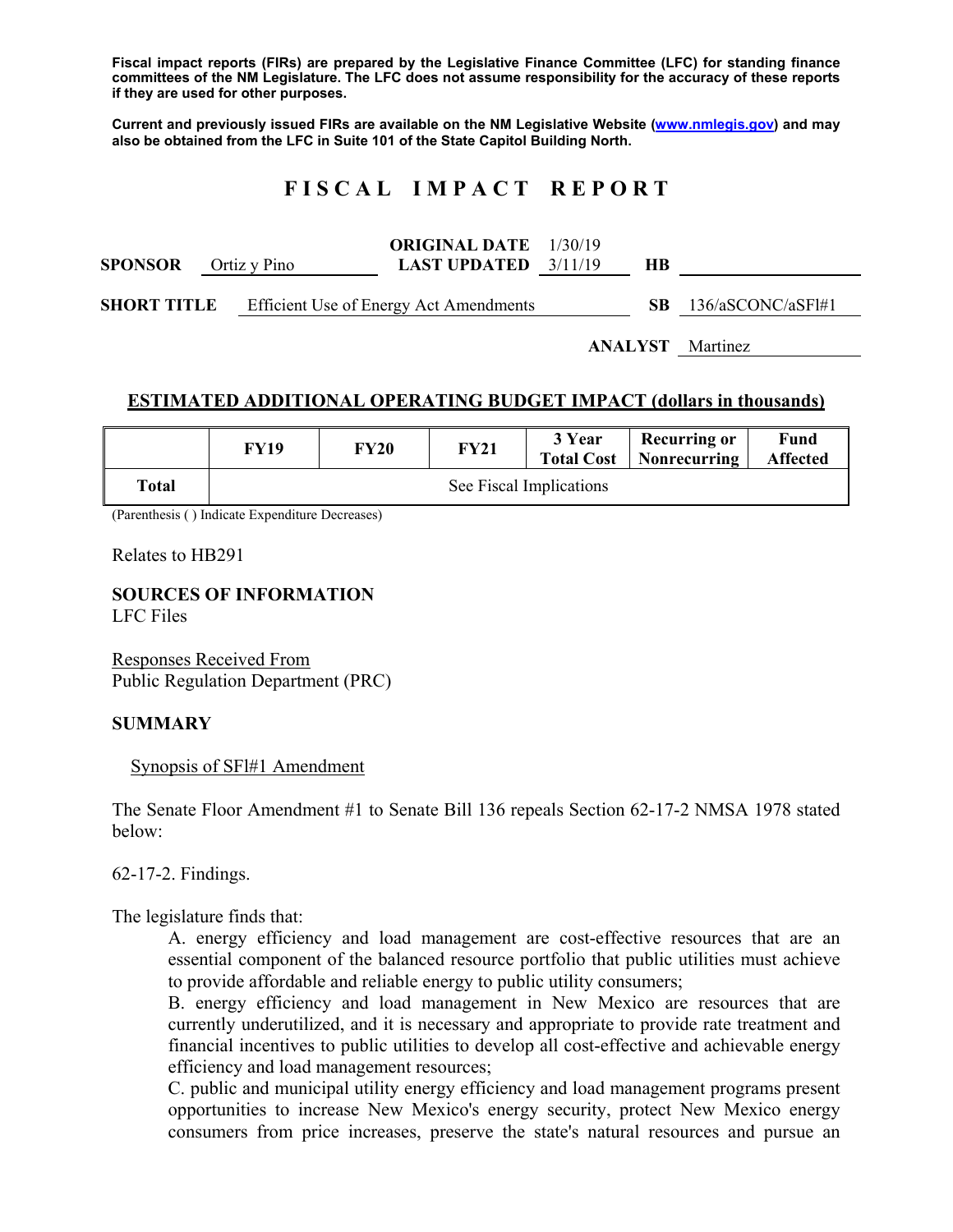**Fiscal impact reports (FIRs) are prepared by the Legislative Finance Committee (LFC) for standing finance committees of the NM Legislature. The LFC does not assume responsibility for the accuracy of these reports if they are used for other purposes.**

**Current and previously issued FIRs are available on the NM Legislative Website (www.nmlegis.gov) and may also be obtained from the LFC in Suite 101 of the State Capitol Building North.**

# FISCAL IMPACT REPORT

| | | | | | |
|---|---|---|---|---|---|
| **SPONSOR** | Ortiz y Pino | **ORIGINAL DATE** / **LAST UPDATED** | 1/30/19 / 3/11/19 | **HB** | |
| **SHORT TITLE** | Efficient Use of Energy Act Amendments | | | **SB** | 136/aSCONC/aSFl#1 |
| | | | | **ANALYST** | Martinez |

## ESTIMATED ADDITIONAL OPERATING BUDGET IMPACT (dollars in thousands)

| | FY19 | FY20 | FY21 | 3 Year Total Cost | Recurring or Nonrecurring | Fund Affected |
|---|---|---|---|---|---|---|
| **Total** | See Fiscal Implications | | | | | |

(Parenthesis ( ) Indicate Expenditure Decreases)

Relates to HB291

**SOURCES OF INFORMATION**
LFC Files

Responses Received From
Public Regulation Department (PRC)

**SUMMARY**

Synopsis of SFl#1 Amendment

The Senate Floor Amendment #1 to Senate Bill 136 repeals Section 62-17-2 NMSA 1978 stated below:

62-17-2. Findings.

The legislature finds that:

A. energy efficiency and load management are cost-effective resources that are an essential component of the balanced resource portfolio that public utilities must achieve to provide affordable and reliable energy to public utility consumers;

B. energy efficiency and load management in New Mexico are resources that are currently underutilized, and it is necessary and appropriate to provide rate treatment and financial incentives to public utilities to develop all cost-effective and achievable energy efficiency and load management resources;

C. public and municipal utility energy efficiency and load management programs present opportunities to increase New Mexico's energy security, protect New Mexico energy consumers from price increases, preserve the state's natural resources and pursue an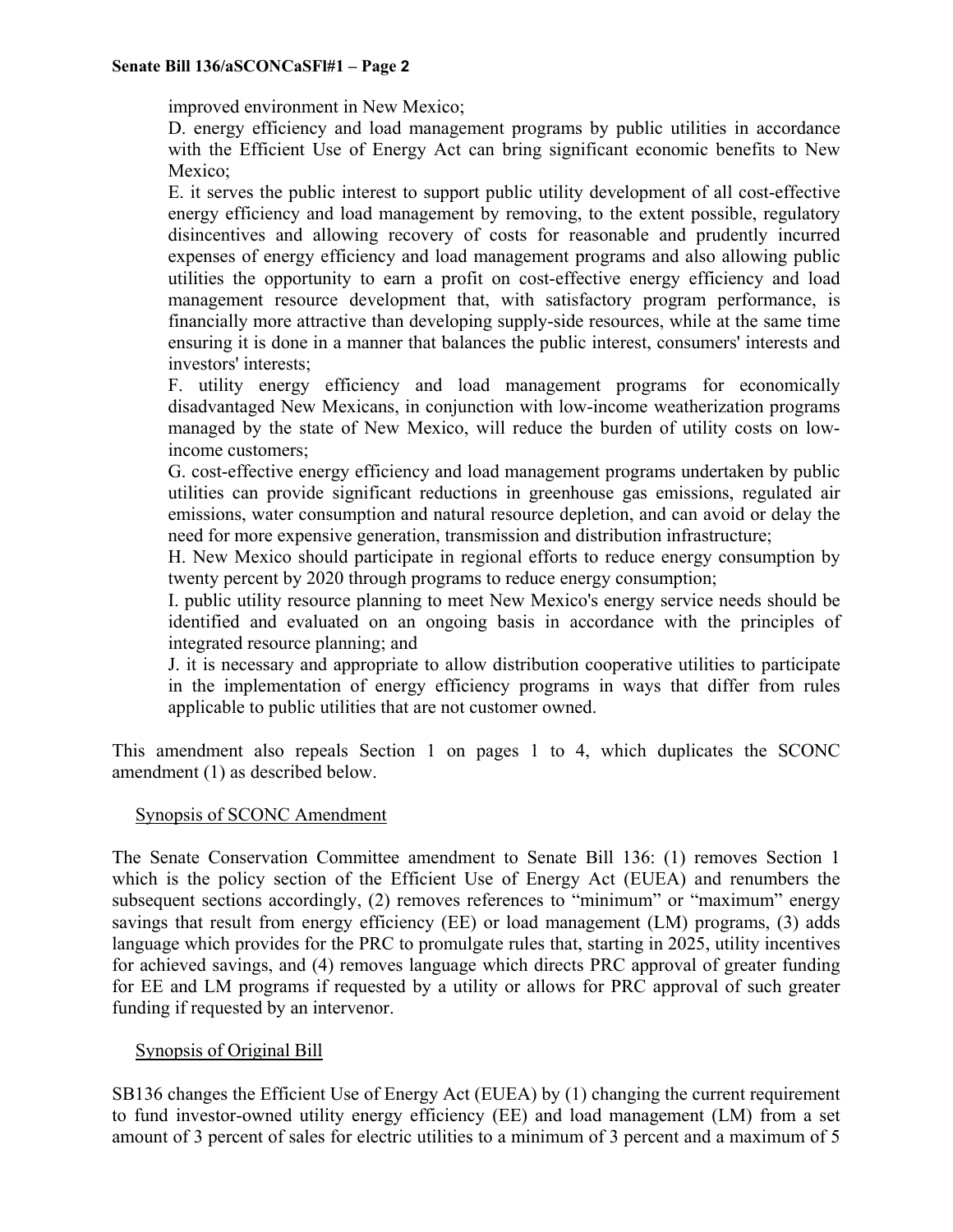improved environment in New Mexico;

D. energy efficiency and load management programs by public utilities in accordance with the Efficient Use of Energy Act can bring significant economic benefits to New Mexico;

E. it serves the public interest to support public utility development of all cost-effective energy efficiency and load management by removing, to the extent possible, regulatory disincentives and allowing recovery of costs for reasonable and prudently incurred expenses of energy efficiency and load management programs and also allowing public utilities the opportunity to earn a profit on cost-effective energy efficiency and load management resource development that, with satisfactory program performance, is financially more attractive than developing supply-side resources, while at the same time ensuring it is done in a manner that balances the public interest, consumers' interests and investors' interests;

F. utility energy efficiency and load management programs for economically disadvantaged New Mexicans, in conjunction with low-income weatherization programs managed by the state of New Mexico, will reduce the burden of utility costs on low-income customers;

G. cost-effective energy efficiency and load management programs undertaken by public utilities can provide significant reductions in greenhouse gas emissions, regulated air emissions, water consumption and natural resource depletion, and can avoid or delay the need for more expensive generation, transmission and distribution infrastructure;

H. New Mexico should participate in regional efforts to reduce energy consumption by twenty percent by 2020 through programs to reduce energy consumption;

I. public utility resource planning to meet New Mexico's energy service needs should be identified and evaluated on an ongoing basis in accordance with the principles of integrated resource planning; and

J. it is necessary and appropriate to allow distribution cooperative utilities to participate in the implementation of energy efficiency programs in ways that differ from rules applicable to public utilities that are not customer owned.

This amendment also repeals Section 1 on pages 1 to 4, which duplicates the SCONC amendment (1) as described below.

Synopsis of SCONC Amendment

The Senate Conservation Committee amendment to Senate Bill 136: (1) removes Section 1 which is the policy section of the Efficient Use of Energy Act (EUEA) and renumbers the subsequent sections accordingly, (2) removes references to "minimum" or "maximum" energy savings that result from energy efficiency (EE) or load management (LM) programs, (3) adds language which provides for the PRC to promulgate rules that, starting in 2025, utility incentives for achieved savings, and (4) removes language which directs PRC approval of greater funding for EE and LM programs if requested by a utility or allows for PRC approval of such greater funding if requested by an intervenor.

Synopsis of Original Bill

SB136 changes the Efficient Use of Energy Act (EUEA) by (1) changing the current requirement to fund investor-owned utility energy efficiency (EE) and load management (LM) from a set amount of 3 percent of sales for electric utilities to a minimum of 3 percent and a maximum of 5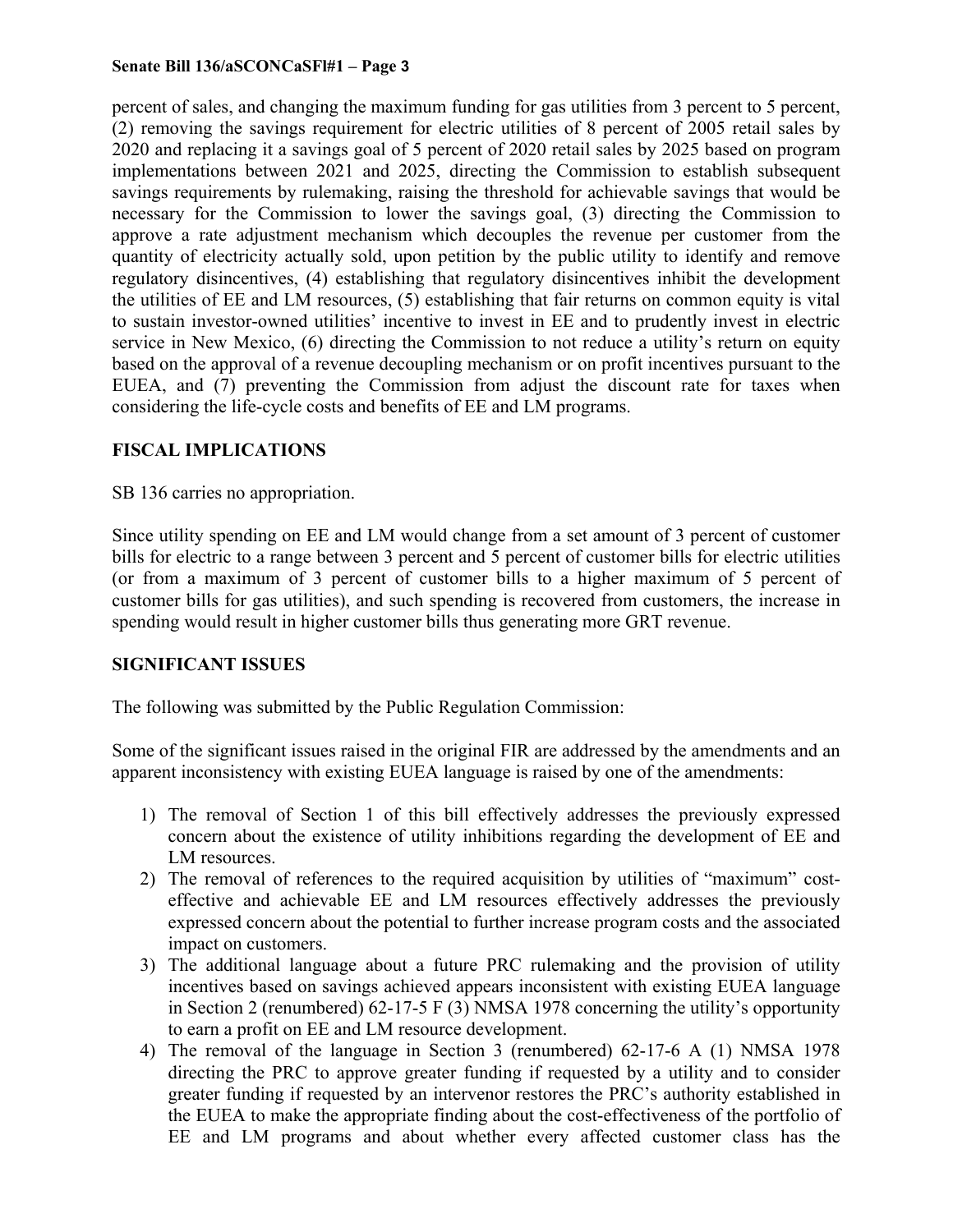percent of sales, and changing the maximum funding for gas utilities from 3 percent to 5 percent, (2) removing the savings requirement for electric utilities of 8 percent of 2005 retail sales by 2020 and replacing it a savings goal of 5 percent of 2020 retail sales by 2025 based on program implementations between 2021 and 2025, directing the Commission to establish subsequent savings requirements by rulemaking, raising the threshold for achievable savings that would be necessary for the Commission to lower the savings goal, (3) directing the Commission to approve a rate adjustment mechanism which decouples the revenue per customer from the quantity of electricity actually sold, upon petition by the public utility to identify and remove regulatory disincentives, (4) establishing that regulatory disincentives inhibit the development the utilities of EE and LM resources, (5) establishing that fair returns on common equity is vital to sustain investor-owned utilities' incentive to invest in EE and to prudently invest in electric service in New Mexico, (6) directing the Commission to not reduce a utility's return on equity based on the approval of a revenue decoupling mechanism or on profit incentives pursuant to the EUEA, and (7) preventing the Commission from adjust the discount rate for taxes when considering the life-cycle costs and benefits of EE and LM programs.

## FISCAL IMPLICATIONS

SB 136 carries no appropriation.

Since utility spending on EE and LM would change from a set amount of 3 percent of customer bills for electric to a range between 3 percent and 5 percent of customer bills for electric utilities (or from a maximum of 3 percent of customer bills to a higher maximum of 5 percent of customer bills for gas utilities), and such spending is recovered from customers, the increase in spending would result in higher customer bills thus generating more GRT revenue.

## SIGNIFICANT ISSUES

The following was submitted by the Public Regulation Commission:

Some of the significant issues raised in the original FIR are addressed by the amendments and an apparent inconsistency with existing EUEA language is raised by one of the amendments:

1) The removal of Section 1 of this bill effectively addresses the previously expressed concern about the existence of utility inhibitions regarding the development of EE and LM resources.
2) The removal of references to the required acquisition by utilities of "maximum" cost-effective and achievable EE and LM resources effectively addresses the previously expressed concern about the potential to further increase program costs and the associated impact on customers.
3) The additional language about a future PRC rulemaking and the provision of utility incentives based on savings achieved appears inconsistent with existing EUEA language in Section 2 (renumbered) 62-17-5 F (3) NMSA 1978 concerning the utility's opportunity to earn a profit on EE and LM resource development.
4) The removal of the language in Section 3 (renumbered) 62-17-6 A (1) NMSA 1978 directing the PRC to approve greater funding if requested by a utility and to consider greater funding if requested by an intervenor restores the PRC's authority established in the EUEA to make the appropriate finding about the cost-effectiveness of the portfolio of EE and LM programs and about whether every affected customer class has the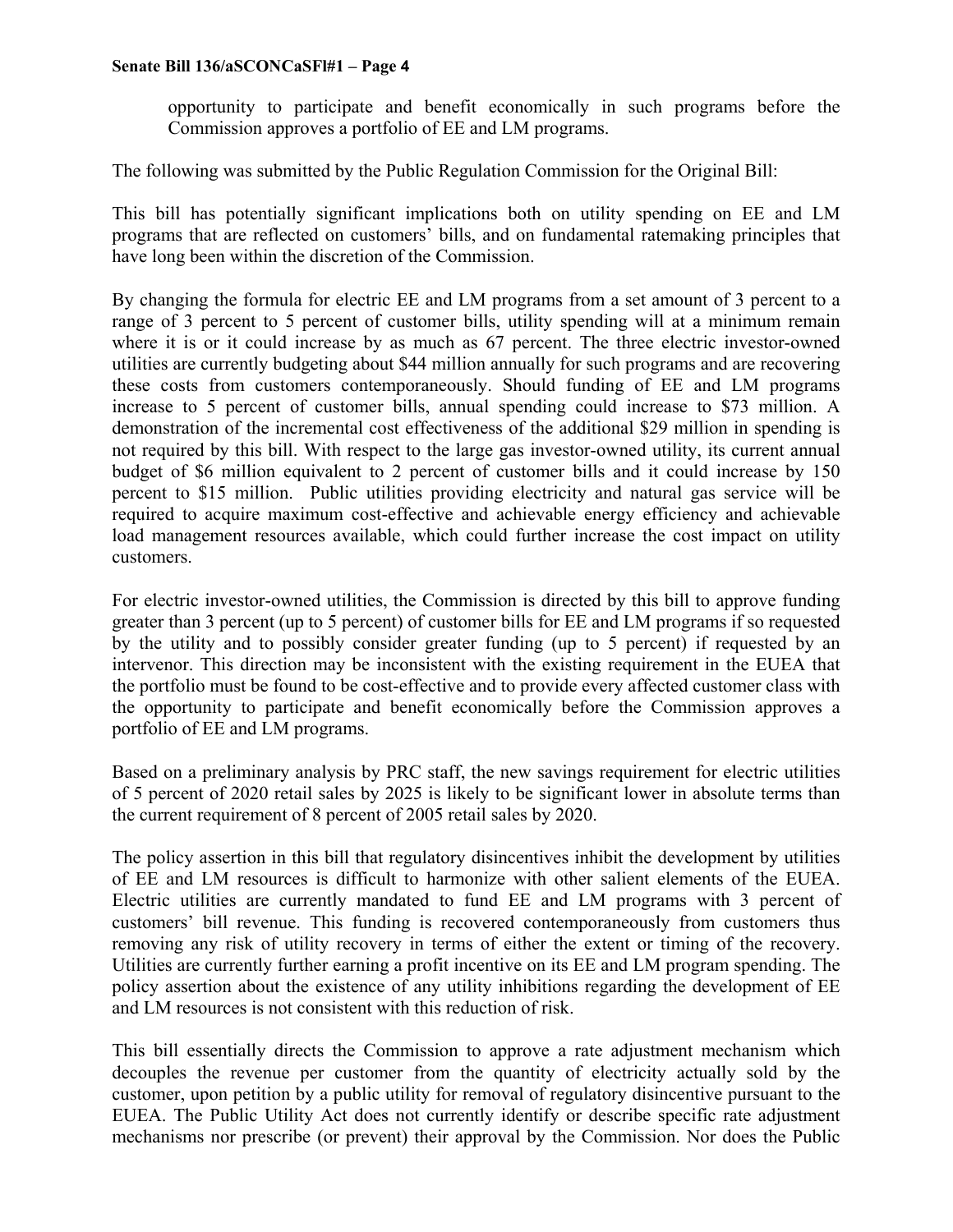opportunity to participate and benefit economically in such programs before the Commission approves a portfolio of EE and LM programs.

The following was submitted by the Public Regulation Commission for the Original Bill:

This bill has potentially significant implications both on utility spending on EE and LM programs that are reflected on customers' bills, and on fundamental ratemaking principles that have long been within the discretion of the Commission.

By changing the formula for electric EE and LM programs from a set amount of 3 percent to a range of 3 percent to 5 percent of customer bills, utility spending will at a minimum remain where it is or it could increase by as much as 67 percent. The three electric investor-owned utilities are currently budgeting about $44 million annually for such programs and are recovering these costs from customers contemporaneously. Should funding of EE and LM programs increase to 5 percent of customer bills, annual spending could increase to $73 million. A demonstration of the incremental cost effectiveness of the additional $29 million in spending is not required by this bill. With respect to the large gas investor-owned utility, its current annual budget of $6 million equivalent to 2 percent of customer bills and it could increase by 150 percent to $15 million. Public utilities providing electricity and natural gas service will be required to acquire maximum cost-effective and achievable energy efficiency and achievable load management resources available, which could further increase the cost impact on utility customers.

For electric investor-owned utilities, the Commission is directed by this bill to approve funding greater than 3 percent (up to 5 percent) of customer bills for EE and LM programs if so requested by the utility and to possibly consider greater funding (up to 5 percent) if requested by an intervenor. This direction may be inconsistent with the existing requirement in the EUEA that the portfolio must be found to be cost-effective and to provide every affected customer class with the opportunity to participate and benefit economically before the Commission approves a portfolio of EE and LM programs.

Based on a preliminary analysis by PRC staff, the new savings requirement for electric utilities of 5 percent of 2020 retail sales by 2025 is likely to be significant lower in absolute terms than the current requirement of 8 percent of 2005 retail sales by 2020.

The policy assertion in this bill that regulatory disincentives inhibit the development by utilities of EE and LM resources is difficult to harmonize with other salient elements of the EUEA. Electric utilities are currently mandated to fund EE and LM programs with 3 percent of customers' bill revenue. This funding is recovered contemporaneously from customers thus removing any risk of utility recovery in terms of either the extent or timing of the recovery. Utilities are currently further earning a profit incentive on its EE and LM program spending. The policy assertion about the existence of any utility inhibitions regarding the development of EE and LM resources is not consistent with this reduction of risk.

This bill essentially directs the Commission to approve a rate adjustment mechanism which decouples the revenue per customer from the quantity of electricity actually sold by the customer, upon petition by a public utility for removal of regulatory disincentive pursuant to the EUEA. The Public Utility Act does not currently identify or describe specific rate adjustment mechanisms nor prescribe (or prevent) their approval by the Commission. Nor does the Public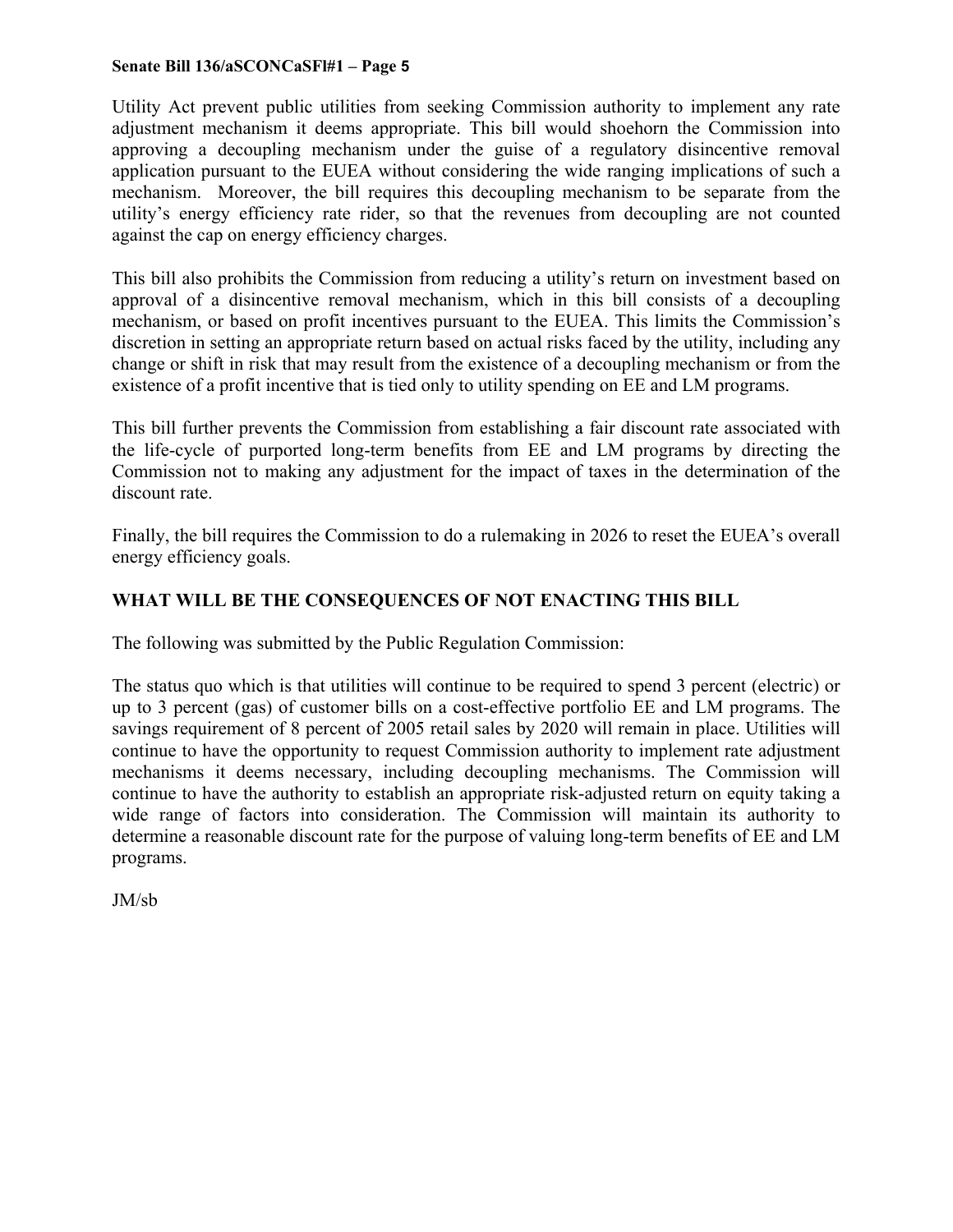Utility Act prevent public utilities from seeking Commission authority to implement any rate adjustment mechanism it deems appropriate. This bill would shoehorn the Commission into approving a decoupling mechanism under the guise of a regulatory disincentive removal application pursuant to the EUEA without considering the wide ranging implications of such a mechanism. Moreover, the bill requires this decoupling mechanism to be separate from the utility's energy efficiency rate rider, so that the revenues from decoupling are not counted against the cap on energy efficiency charges.

This bill also prohibits the Commission from reducing a utility's return on investment based on approval of a disincentive removal mechanism, which in this bill consists of a decoupling mechanism, or based on profit incentives pursuant to the EUEA. This limits the Commission's discretion in setting an appropriate return based on actual risks faced by the utility, including any change or shift in risk that may result from the existence of a decoupling mechanism or from the existence of a profit incentive that is tied only to utility spending on EE and LM programs.

This bill further prevents the Commission from establishing a fair discount rate associated with the life-cycle of purported long-term benefits from EE and LM programs by directing the Commission not to making any adjustment for the impact of taxes in the determination of the discount rate.

Finally, the bill requires the Commission to do a rulemaking in 2026 to reset the EUEA's overall energy efficiency goals.

## WHAT WILL BE THE CONSEQUENCES OF NOT ENACTING THIS BILL

The following was submitted by the Public Regulation Commission:

The status quo which is that utilities will continue to be required to spend 3 percent (electric) or up to 3 percent (gas) of customer bills on a cost-effective portfolio EE and LM programs. The savings requirement of 8 percent of 2005 retail sales by 2020 will remain in place. Utilities will continue to have the opportunity to request Commission authority to implement rate adjustment mechanisms it deems necessary, including decoupling mechanisms. The Commission will continue to have the authority to establish an appropriate risk-adjusted return on equity taking a wide range of factors into consideration. The Commission will maintain its authority to determine a reasonable discount rate for the purpose of valuing long-term benefits of EE and LM programs.

JM/sb